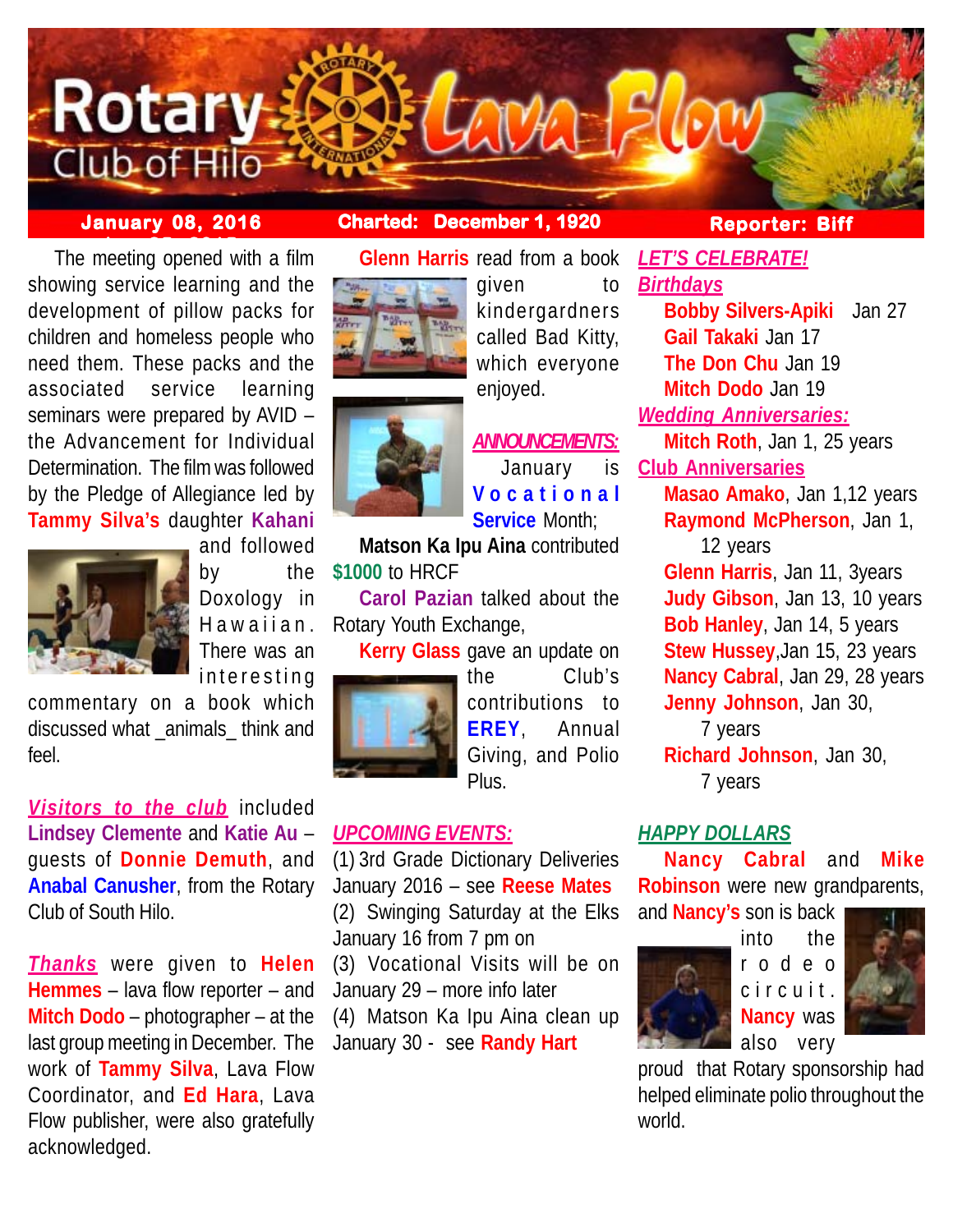# Rotary Club of Hilo — Lava Flow

**January 08, 2016** | **Charted: December 1, 1920** | **Reporter: Biff**

The meeting opened with a film showing service learning and the development of pillow packs for children and homeless people who need them. These packs and the associated service learning seminars were prepared by AVID – the Advancement for Individual Determination. The film was followed by the Pledge of Allegiance led by **Tammy Silva's** daughter **Kahani** and followed by the Doxology in Hawaiian. There was an interesting commentary on a book which discussed what _animals_ think and feel.

***Visitors to the club*** included **Lindsey Clemente** and **Katie Au** – guests of **Donnie Demuth**, and **Anabal Canusher**, from the Rotary Club of South Hilo.

***Thanks*** were given to **Helen Hemmes** – lava flow reporter – and **Mitch Dodo** – photographer – at the last group meeting in December. The work of **Tammy Silva**, Lava Flow Coordinator, and **Ed Hara**, Lava Flow publisher, were also gratefully acknowledged.

**Glenn Harris** read from a book given to kindergardners called Bad Kitty, which everyone enjoyed.

***ANNOUNCEMENTS:*** January is **Vocational Service** Month;

**Matson Ka Ipu Aina** contributed **$1000** to HRCF

**Carol Pazian** talked about the Rotary Youth Exchange,

**Kerry Glass** gave an update on the Club's contributions to **EREY**, Annual Giving, and Polio Plus.

***UPCOMING EVENTS:***

(1) 3rd Grade Dictionary Deliveries January 2016 – see **Reese Mates**
(2) Swinging Saturday at the Elks January 16 from 7 pm on
(3) Vocational Visits will be on January 29 – more info later
(4) Matson Ka Ipu Aina clean up January 30 - see **Randy Hart**

***LET'S CELEBRATE!***

***Birthdays***

**Bobby Silvers-Apiki** Jan 27
**Gail Takaki** Jan 17
**The Don Chu** Jan 19
**Mitch Dodo** Jan 19

***Wedding Anniversaries:***

**Mitch Roth**, Jan 1, 25 years

**Club Anniversaries**

**Masao Amako**, Jan 1,12 years
**Raymond McPherson**, Jan 1, 12 years
**Glenn Harris**, Jan 11, 3years
**Judy Gibson**, Jan 13, 10 years
**Bob Hanley**, Jan 14, 5 years
**Stew Hussey**,Jan 15, 23 years
**Nancy Cabral**, Jan 29, 28 years
**Jenny Johnson**, Jan 30, 7 years
**Richard Johnson**, Jan 30, 7 years

***HAPPY DOLLARS***

**Nancy Cabral** and **Mike Robinson** were new grandparents, and **Nancy's** son is back into the rodeo circuit. **Nancy** was also very proud that Rotary sponsorship had helped eliminate polio throughout the world.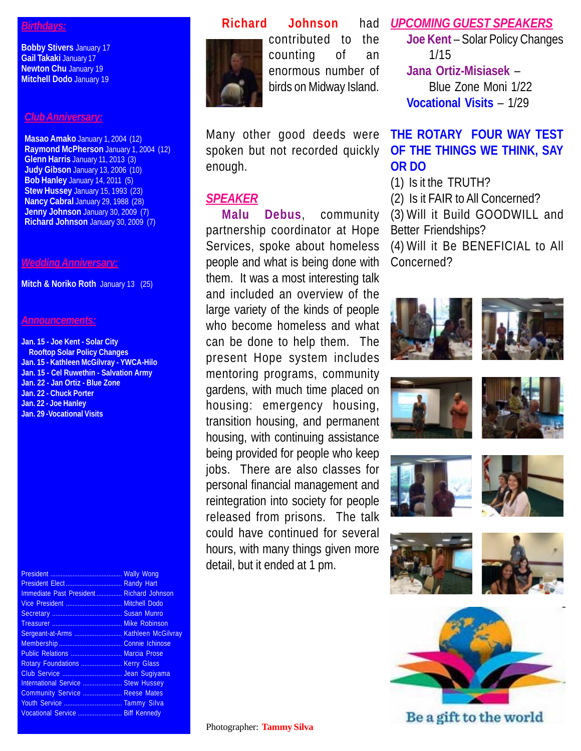## *Birthdays:*

**Bobby Stivers** January 17
**Gail Takaki** January 17
**Newton Chu** January 19
**Mitchell Dodo** January 19

## *Club Anniversary:*

**Masao Amako** January 1, 2004 (12)
**Raymond McPherson** January 1, 2004 (12)
**Glenn Harris** January 11, 2013 (3)
**Judy Gibson** January 13, 2006 (10)
**Bob Hanley** January 14, 2011 (5)
**Stew Hussey** January 15, 1993 (23)
**Nancy Cabral** January 29, 1988 (28)
**Jenny Johnson** January 30, 2009 (7)
**Richard Johnson** January 30, 2009 (7)

## *Wedding Anniversary:*

**Mitch & Noriko Roth** January 13 (25)

## *Announcements:*

**Jan. 15 - Joe Kent - Solar City Rooftop Solar Policy Changes**
**Jan. 15 - Kathleen McGilvray - YWCA-Hilo**
**Jan. 15 - Cel Ruwethin - Salvation Army**
**Jan. 22 - Jan Ortiz - Blue Zone**
**Jan. 22 - Chuck Porter**
**Jan. 22 - Joe Hanley**
**Jan. 29 -Vocational Visits**

| | |
|---|---|
| President | Wally Wong |
| President Elect | Randy Hart |
| Immediate Past President | Richard Johnson |
| Vice President | Mitchell Dodo |
| Secretary | Susan Munro |
| Treasurer | Mike Robinson |
| Sergeant-at-Arms | Kathleen McGilvray |
| Membership | Connie Ichinose |
| Public Relations | Marcia Prose |
| Rotary Foundations | Kerry Glass |
| Club Service | Jean Sugiyama |
| International Service | Stew Hussey |
| Community Service | Reese Mates |
| Youth Service | Tammy Silva |
| Vocational Service | Biff Kennedy |

**Richard Johnson** had contributed to the counting of an enormous number of birds on Midway Island.

Many other good deeds were spoken but not recorded quickly enough.

## *SPEAKER*

**Malu Debus**, community partnership coordinator at Hope Services, spoke about homeless people and what is being done with them. It was a most interesting talk and included an overview of the large variety of the kinds of people who become homeless and what can be done to help them. The present Hope system includes mentoring programs, community gardens, with much time placed on housing: emergency housing, transition housing, and permanent housing, with continuing assistance being provided for people who keep jobs. There are also classes for personal financial management and reintegration into society for people released from prisons. The talk could have continued for several hours, with many things given more detail, but it ended at 1 pm.

Photographer: **Tammy Silva**

## *UPCOMING GUEST SPEAKERS*

**Joe Kent** – Solar Policy Changes 1/15
**Jana Ortiz-Misiasek** – Blue Zone Moni 1/22
**Vocational Visits** – 1/29

## THE ROTARY FOUR WAY TEST OF THE THINGS WE THINK, SAY OR DO

(1) Is it the TRUTH?
(2) Is it FAIR to All Concerned?
(3) Will it Build GOODWILL and Better Friendships?
(4) Will it Be BENEFICIAL to All Concerned?

Be a gift to the world